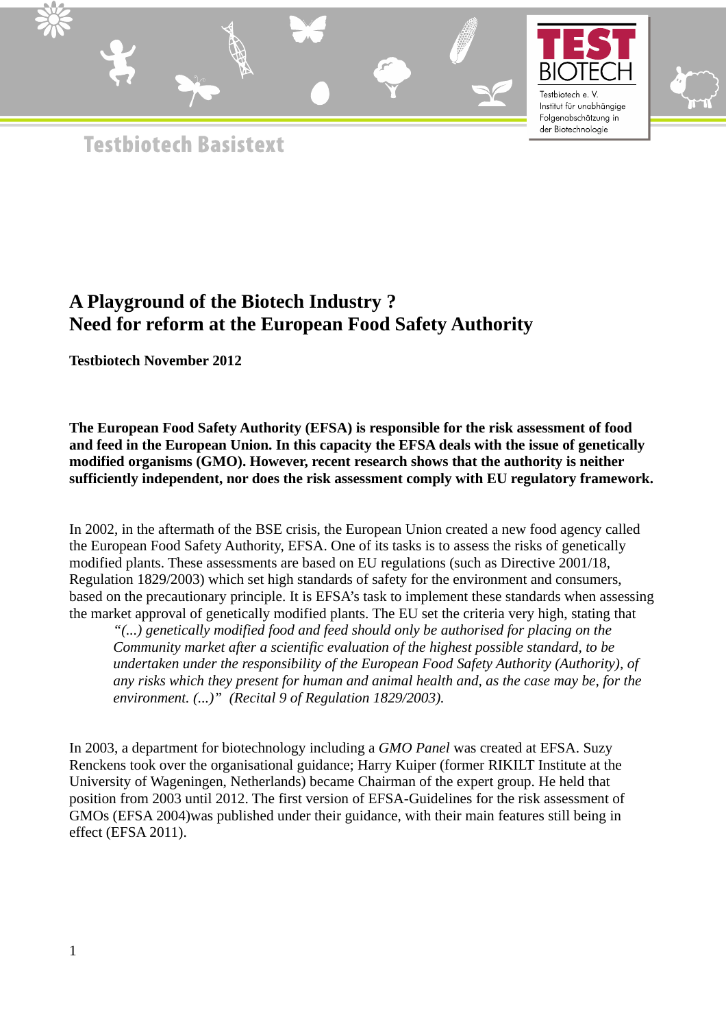Testbiotech Basistext

# A Playground of the Biotech Industry ?
# Need for reform at the European Food Safety Authority

**Testbiotech November 2012**

**The European Food Safety Authority (EFSA) is responsible for the risk assessment of food and feed in the European Union. In this capacity the EFSA deals with the issue of genetically modified organisms (GMO). However, recent research shows that the authority is neither sufficiently independent, nor does the risk assessment comply with EU regulatory framework.**

In 2002, in the aftermath of the BSE crisis, the European Union created a new food agency called the European Food Safety Authority, EFSA. One of its tasks is to assess the risks of genetically modified plants. These assessments are based on EU regulations (such as Directive 2001/18, Regulation 1829/2003) which set high standards of safety for the environment and consumers, based on the precautionary principle. It is EFSA's task to implement these standards when assessing the market approval of genetically modified plants. The EU set the criteria very high, stating that

> *"(...) genetically modified food and feed should only be authorised for placing on the Community market after a scientific evaluation of the highest possible standard, to be undertaken under the responsibility of the European Food Safety Authority (Authority), of any risks which they present for human and animal health and, as the case may be, for the environment. (...)" (Recital 9 of Regulation 1829/2003).*

In 2003, a department for biotechnology including a *GMO Panel* was created at EFSA. Suzy Renckens took over the organisational guidance; Harry Kuiper (former RIKILT Institute at the University of Wageningen, Netherlands) became Chairman of the expert group. He held that position from 2003 until 2012. The first version of EFSA-Guidelines for the risk assessment of GMOs (EFSA 2004)was published under their guidance, with their main features still being in effect (EFSA 2011).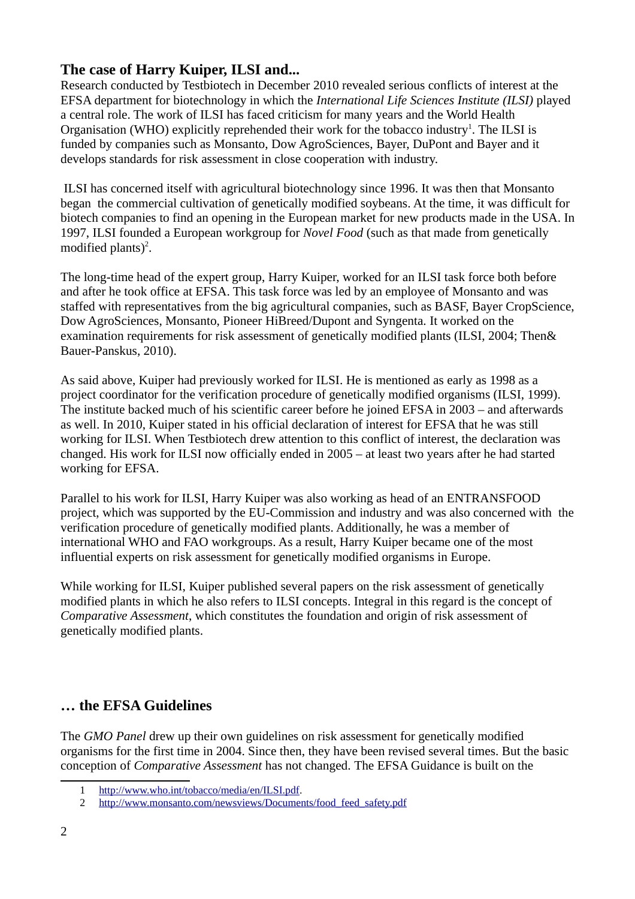## The case of Harry Kuiper, ILSI and...

Research conducted by Testbiotech in December 2010 revealed serious conflicts of interest at the EFSA department for biotechnology in which the *International Life Sciences Institute (ILSI)* played a central role. The work of ILSI has faced criticism for many years and the World Health Organisation (WHO) explicitly reprehended their work for the tobacco industry[1]. The ILSI is funded by companies such as Monsanto, Dow AgroSciences, Bayer, DuPont and Bayer and it develops standards for risk assessment in close cooperation with industry.

ILSI has concerned itself with agricultural biotechnology since 1996. It was then that Monsanto began the commercial cultivation of genetically modified soybeans. At the time, it was difficult for biotech companies to find an opening in the European market for new products made in the USA. In 1997, ILSI founded a European workgroup for *Novel Food* (such as that made from genetically modified plants)[2].

The long-time head of the expert group, Harry Kuiper, worked for an ILSI task force both before and after he took office at EFSA. This task force was led by an employee of Monsanto and was staffed with representatives from the big agricultural companies, such as BASF, Bayer CropScience, Dow AgroSciences, Monsanto, Pioneer HiBreed/Dupont and Syngenta. It worked on the examination requirements for risk assessment of genetically modified plants (ILSI, 2004; Then& Bauer-Panskus, 2010).

As said above, Kuiper had previously worked for ILSI. He is mentioned as early as 1998 as a project coordinator for the verification procedure of genetically modified organisms (ILSI, 1999). The institute backed much of his scientific career before he joined EFSA in 2003 – and afterwards as well. In 2010, Kuiper stated in his official declaration of interest for EFSA that he was still working for ILSI. When Testbiotech drew attention to this conflict of interest, the declaration was changed. His work for ILSI now officially ended in 2005 – at least two years after he had started working for EFSA.

Parallel to his work for ILSI, Harry Kuiper was also working as head of an ENTRANSFOOD project, which was supported by the EU-Commission and industry and was also concerned with the verification procedure of genetically modified plants. Additionally, he was a member of international WHO and FAO workgroups. As a result, Harry Kuiper became one of the most influential experts on risk assessment for genetically modified organisms in Europe.

While working for ILSI, Kuiper published several papers on the risk assessment of genetically modified plants in which he also refers to ILSI concepts. Integral in this regard is the concept of *Comparative Assessment*, which constitutes the foundation and origin of risk assessment of genetically modified plants.

## … the EFSA Guidelines

The *GMO Panel* drew up their own guidelines on risk assessment for genetically modified organisms for the first time in 2004. Since then, they have been revised several times. But the basic conception of *Comparative Assessment* has not changed. The EFSA Guidance is built on the

---

1 http://www.who.int/tobacco/media/en/ILSI.pdf.

2 http://www.monsanto.com/newsviews/Documents/food_feed_safety.pdf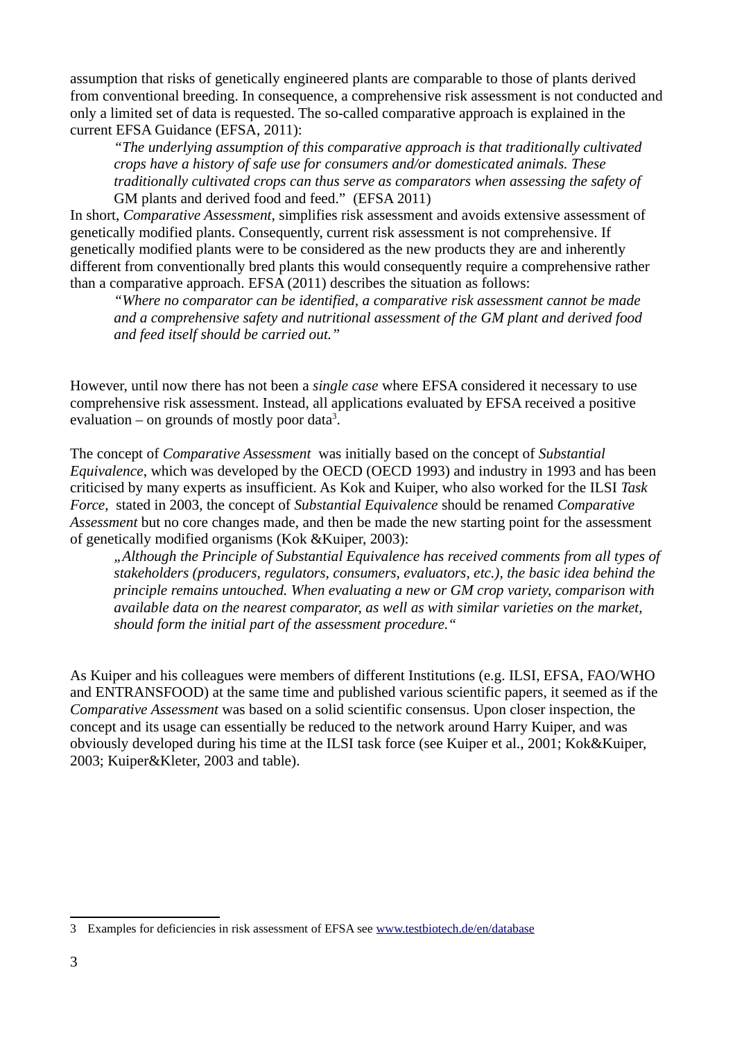assumption that risks of genetically engineered plants are comparable to those of plants derived from conventional breeding. In consequence, a comprehensive risk assessment is not conducted and only a limited set of data is requested. The so-called comparative approach is explained in the current EFSA Guidance (EFSA, 2011):

> *"The underlying assumption of this comparative approach is that traditionally cultivated crops have a history of safe use for consumers and/or domesticated animals. These traditionally cultivated crops can thus serve as comparators when assessing the safety of* GM plants and derived food and feed." (EFSA 2011)

In short, *Comparative Assessment*, simplifies risk assessment and avoids extensive assessment of genetically modified plants. Consequently, current risk assessment is not comprehensive. If genetically modified plants were to be considered as the new products they are and inherently different from conventionally bred plants this would consequently require a comprehensive rather than a comparative approach. EFSA (2011) describes the situation as follows:

> *"Where no comparator can be identified, a comparative risk assessment cannot be made and a comprehensive safety and nutritional assessment of the GM plant and derived food and feed itself should be carried out."*

However, until now there has not been a *single case* where EFSA considered it necessary to use comprehensive risk assessment. Instead, all applications evaluated by EFSA received a positive evaluation – on grounds of mostly poor data[3].

The concept of *Comparative Assessment* was initially based on the concept of *Substantial Equivalence*, which was developed by the OECD (OECD 1993) and industry in 1993 and has been criticised by many experts as insufficient. As Kok and Kuiper, who also worked for the ILSI *Task Force*, stated in 2003, the concept of *Substantial Equivalence* should be renamed *Comparative Assessment* but no core changes made, and then be made the new starting point for the assessment of genetically modified organisms (Kok &Kuiper, 2003):

> *„Although the Principle of Substantial Equivalence has received comments from all types of stakeholders (producers, regulators, consumers, evaluators, etc.), the basic idea behind the principle remains untouched. When evaluating a new or GM crop variety, comparison with available data on the nearest comparator, as well as with similar varieties on the market, should form the initial part of the assessment procedure."*

As Kuiper and his colleagues were members of different Institutions (e.g. ILSI, EFSA, FAO/WHO and ENTRANSFOOD) at the same time and published various scientific papers, it seemed as if the *Comparative Assessment* was based on a solid scientific consensus. Upon closer inspection, the concept and its usage can essentially be reduced to the network around Harry Kuiper, and was obviously developed during his time at the ILSI task force (see Kuiper et al., 2001; Kok&Kuiper, 2003; Kuiper&Kleter, 2003 and table).

---

3 Examples for deficiencies in risk assessment of EFSA see www.testbiotech.de/en/database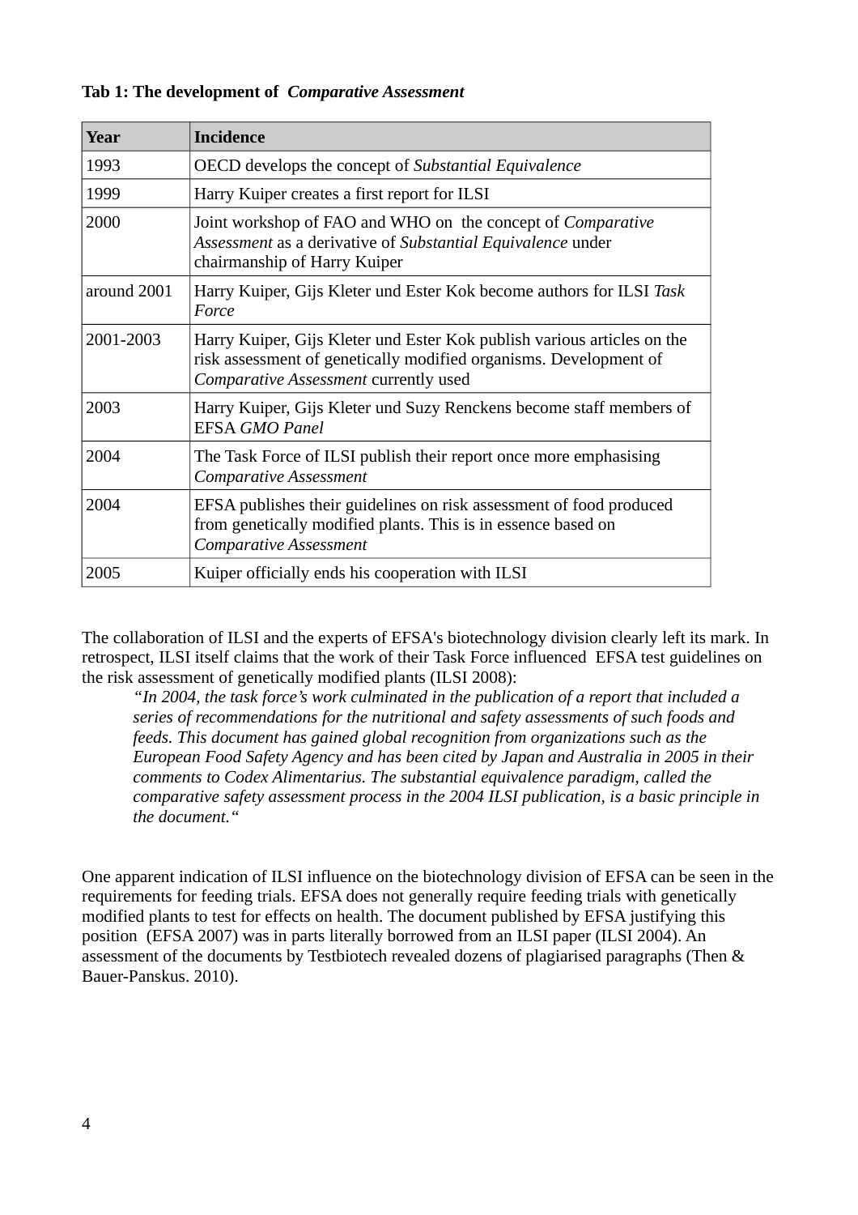**Tab 1: The development of *Comparative Assessment***

| Year | Incidence |
|---|---|
| 1993 | OECD develops the concept of *Substantial Equivalence* |
| 1999 | Harry Kuiper creates a first report for ILSI |
| 2000 | Joint workshop of FAO and WHO on the concept of *Comparative Assessment* as a derivative of *Substantial Equivalence* under chairmanship of Harry Kuiper |
| around 2001 | Harry Kuiper, Gijs Kleter und Ester Kok become authors for ILSI *Task Force* |
| 2001-2003 | Harry Kuiper, Gijs Kleter und Ester Kok publish various articles on the risk assessment of genetically modified organisms. Development of *Comparative Assessment* currently used |
| 2003 | Harry Kuiper, Gijs Kleter und Suzy Renckens become staff members of EFSA *GMO Panel* |
| 2004 | The Task Force of ILSI publish their report once more emphasising *Comparative Assessment* |
| 2004 | EFSA publishes their guidelines on risk assessment of food produced from genetically modified plants. This is in essence based on *Comparative Assessment* |
| 2005 | Kuiper officially ends his cooperation with ILSI |

The collaboration of ILSI and the experts of EFSA's biotechnology division clearly left its mark. In retrospect, ILSI itself claims that the work of their Task Force influenced EFSA test guidelines on the risk assessment of genetically modified plants (ILSI 2008):

> *"In 2004, the task force's work culminated in the publication of a report that included a series of recommendations for the nutritional and safety assessments of such foods and feeds. This document has gained global recognition from organizations such as the European Food Safety Agency and has been cited by Japan and Australia in 2005 in their comments to Codex Alimentarius. The substantial equivalence paradigm, called the comparative safety assessment process in the 2004 ILSI publication, is a basic principle in the document."*

One apparent indication of ILSI influence on the biotechnology division of EFSA can be seen in the requirements for feeding trials. EFSA does not generally require feeding trials with genetically modified plants to test for effects on health. The document published by EFSA justifying this position (EFSA 2007) was in parts literally borrowed from an ILSI paper (ILSI 2004). An assessment of the documents by Testbiotech revealed dozens of plagiarised paragraphs (Then & Bauer-Panskus. 2010).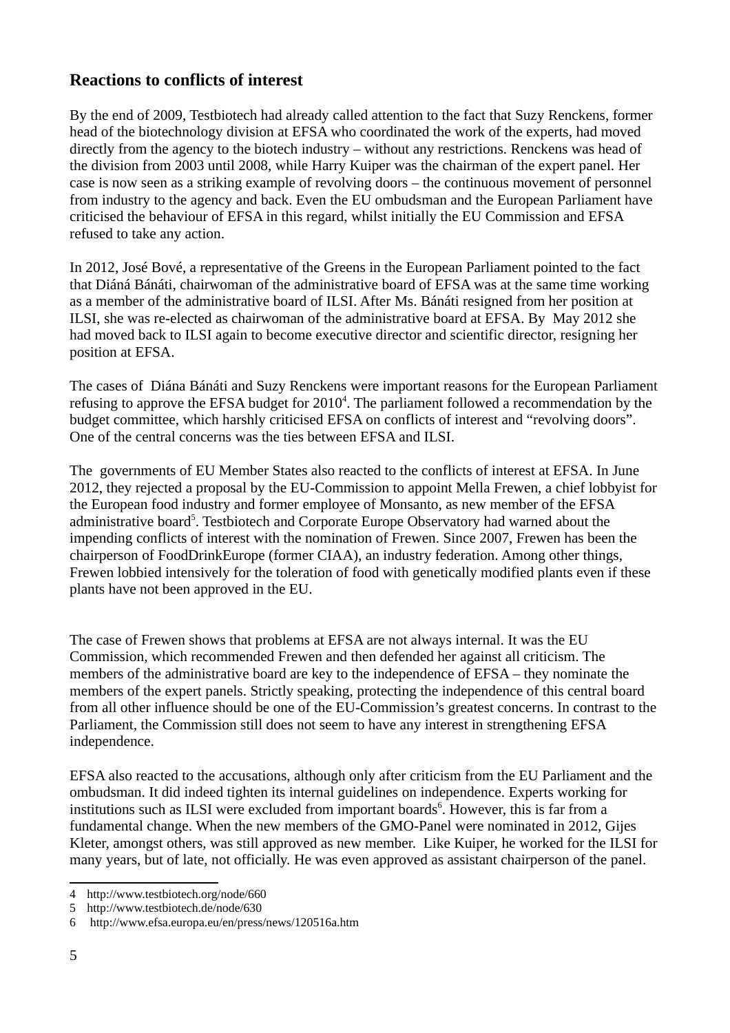## Reactions to conflicts of interest

By the end of 2009, Testbiotech had already called attention to the fact that Suzy Renckens, former head of the biotechnology division at EFSA who coordinated the work of the experts, had moved directly from the agency to the biotech industry – without any restrictions. Renckens was head of the division from 2003 until 2008, while Harry Kuiper was the chairman of the expert panel. Her case is now seen as a striking example of revolving doors – the continuous movement of personnel from industry to the agency and back. Even the EU ombudsman and the European Parliament have criticised the behaviour of EFSA in this regard, whilst initially the EU Commission and EFSA refused to take any action.

In 2012, José Bové, a representative of the Greens in the European Parliament pointed to the fact that Diáná Bánáti, chairwoman of the administrative board of EFSA was at the same time working as a member of the administrative board of ILSI. After Ms. Bánáti resigned from her position at ILSI, she was re-elected as chairwoman of the administrative board at EFSA. By May 2012 she had moved back to ILSI again to become executive director and scientific director, resigning her position at EFSA.

The cases of Diána Bánáti and Suzy Renckens were important reasons for the European Parliament refusing to approve the EFSA budget for 2010[4]. The parliament followed a recommendation by the budget committee, which harshly criticised EFSA on conflicts of interest and “revolving doors”. One of the central concerns was the ties between EFSA and ILSI.

The governments of EU Member States also reacted to the conflicts of interest at EFSA. In June 2012, they rejected a proposal by the EU-Commission to appoint Mella Frewen, a chief lobbyist for the European food industry and former employee of Monsanto, as new member of the EFSA administrative board[5]. Testbiotech and Corporate Europe Observatory had warned about the impending conflicts of interest with the nomination of Frewen. Since 2007, Frewen has been the chairperson of FoodDrinkEurope (former CIAA), an industry federation. Among other things, Frewen lobbied intensively for the toleration of food with genetically modified plants even if these plants have not been approved in the EU.

The case of Frewen shows that problems at EFSA are not always internal. It was the EU Commission, which recommended Frewen and then defended her against all criticism. The members of the administrative board are key to the independence of EFSA – they nominate the members of the expert panels. Strictly speaking, protecting the independence of this central board from all other influence should be one of the EU-Commission’s greatest concerns. In contrast to the Parliament, the Commission still does not seem to have any interest in strengthening EFSA independence.

EFSA also reacted to the accusations, although only after criticism from the EU Parliament and the ombudsman. It did indeed tighten its internal guidelines on independence. Experts working for institutions such as ILSI were excluded from important boards[6]. However, this is far from a fundamental change. When the new members of the GMO-Panel were nominated in 2012, Gijes Kleter, amongst others, was still approved as new member. Like Kuiper, he worked for the ILSI for many years, but of late, not officially. He was even approved as assistant chairperson of the panel.

---

4 http://www.testbiotech.org/node/660

5 http://www.testbiotech.de/node/630

6 http://www.efsa.europa.eu/en/press/news/120516a.htm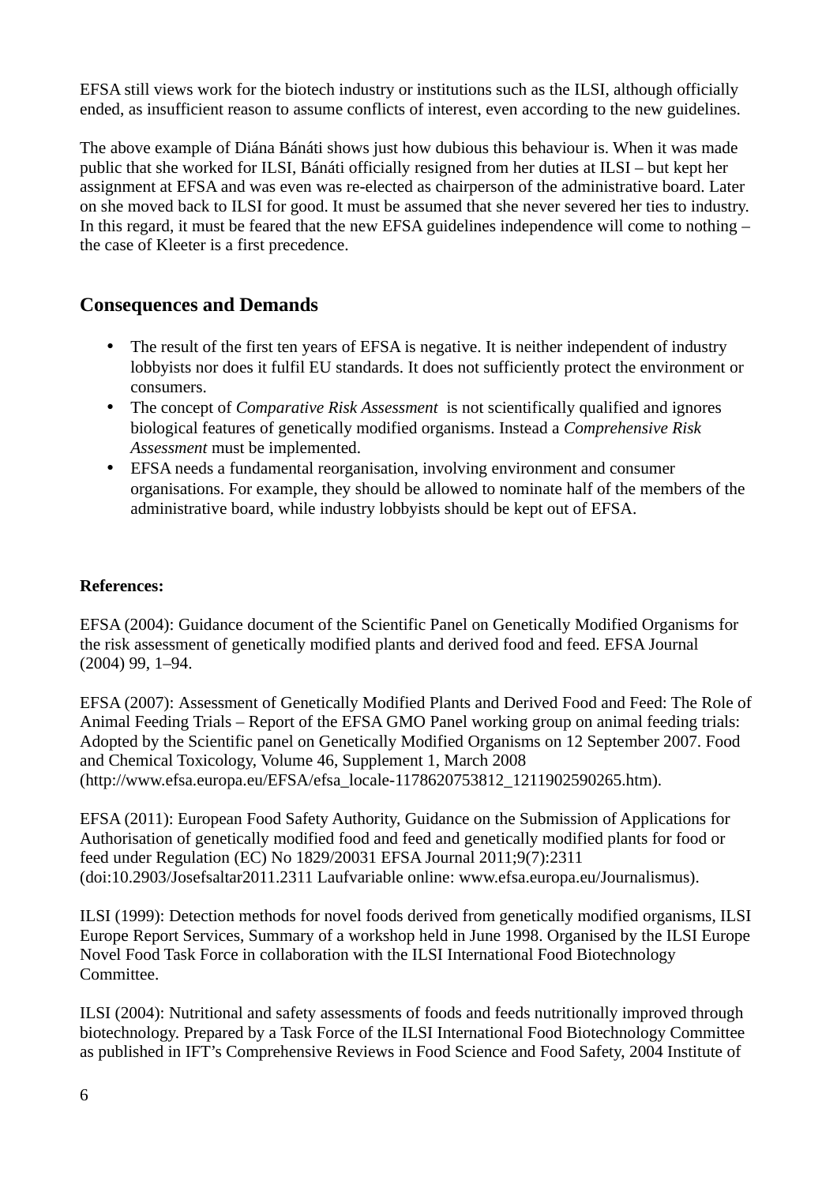EFSA still views work for the biotech industry or institutions such as the ILSI, although officially ended, as insufficient reason to assume conflicts of interest, even according to the new guidelines.

The above example of Diána Bánáti shows just how dubious this behaviour is. When it was made public that she worked for ILSI, Bánáti officially resigned from her duties at ILSI – but kept her assignment at EFSA and was even was re-elected as chairperson of the administrative board. Later on she moved back to ILSI for good. It must be assumed that she never severed her ties to industry. In this regard, it must be feared that the new EFSA guidelines independence will come to nothing – the case of Kleeter is a first precedence.

## Consequences and Demands

- The result of the first ten years of EFSA is negative. It is neither independent of industry lobbyists nor does it fulfil EU standards. It does not sufficiently protect the environment or consumers.
- The concept of *Comparative Risk Assessment* is not scientifically qualified and ignores biological features of genetically modified organisms. Instead a *Comprehensive Risk Assessment* must be implemented.
- EFSA needs a fundamental reorganisation, involving environment and consumer organisations. For example, they should be allowed to nominate half of the members of the administrative board, while industry lobbyists should be kept out of EFSA.

**References:**

EFSA (2004): Guidance document of the Scientific Panel on Genetically Modified Organisms for the risk assessment of genetically modified plants and derived food and feed. EFSA Journal (2004) 99, 1–94.

EFSA (2007): Assessment of Genetically Modified Plants and Derived Food and Feed: The Role of Animal Feeding Trials – Report of the EFSA GMO Panel working group on animal feeding trials: Adopted by the Scientific panel on Genetically Modified Organisms on 12 September 2007. Food and Chemical Toxicology, Volume 46, Supplement 1, March 2008 (http://www.efsa.europa.eu/EFSA/efsa_locale-1178620753812_1211902590265.htm).

EFSA (2011): European Food Safety Authority, Guidance on the Submission of Applications for Authorisation of genetically modified food and feed and genetically modified plants for food or feed under Regulation (EC) No 1829/20031 EFSA Journal 2011;9(7):2311 (doi:10.2903/Josefsaltar2011.2311 Laufvariable online: www.efsa.europa.eu/Journalismus).

ILSI (1999): Detection methods for novel foods derived from genetically modified organisms, ILSI Europe Report Services, Summary of a workshop held in June 1998. Organised by the ILSI Europe Novel Food Task Force in collaboration with the ILSI International Food Biotechnology Committee.

ILSI (2004): Nutritional and safety assessments of foods and feeds nutritionally improved through biotechnology. Prepared by a Task Force of the ILSI International Food Biotechnology Committee as published in IFT's Comprehensive Reviews in Food Science and Food Safety, 2004 Institute of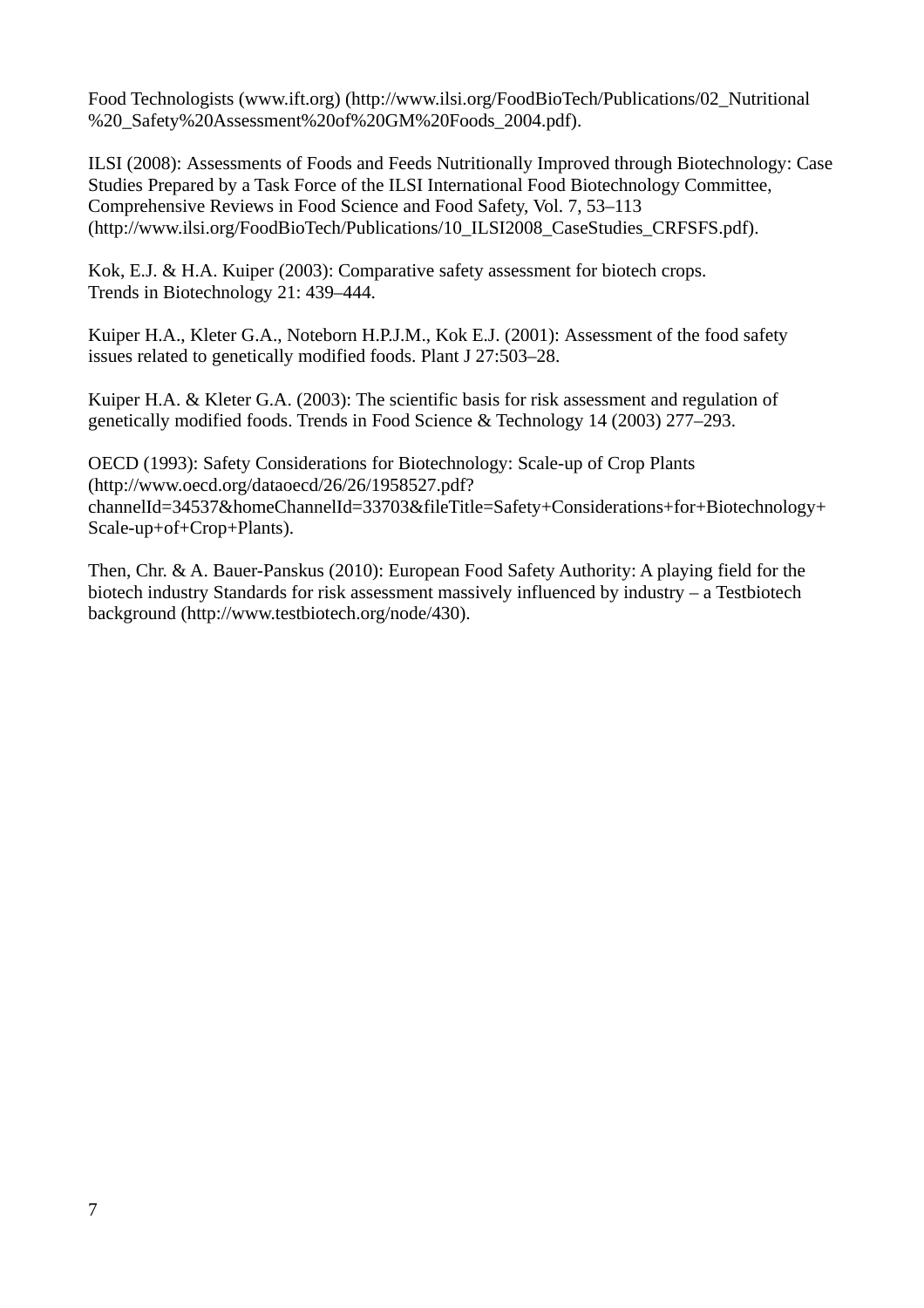Food Technologists (www.ift.org) (http://www.ilsi.org/FoodBioTech/Publications/02_Nutritional%20_Safety%20Assessment%20of%20GM%20Foods_2004.pdf).

ILSI (2008): Assessments of Foods and Feeds Nutritionally Improved through Biotechnology: Case Studies Prepared by a Task Force of the ILSI International Food Biotechnology Committee, Comprehensive Reviews in Food Science and Food Safety, Vol. 7, 53–113 (http://www.ilsi.org/FoodBioTech/Publications/10_ILSI2008_CaseStudies_CRFSFS.pdf).

Kok, E.J. & H.A. Kuiper (2003): Comparative safety assessment for biotech crops. Trends in Biotechnology 21: 439–444.

Kuiper H.A., Kleter G.A., Noteborn H.P.J.M., Kok E.J. (2001): Assessment of the food safety issues related to genetically modified foods. Plant J 27:503–28.

Kuiper H.A. & Kleter G.A. (2003): The scientific basis for risk assessment and regulation of genetically modified foods. Trends in Food Science & Technology 14 (2003) 277–293.

OECD (1993): Safety Considerations for Biotechnology: Scale-up of Crop Plants (http://www.oecd.org/dataoecd/26/26/1958527.pdf?channelId=34537&homeChannelId=33703&fileTitle=Safety+Considerations+for+Biotechnology+Scale-up+of+Crop+Plants).

Then, Chr. & A. Bauer-Panskus (2010): European Food Safety Authority: A playing field for the biotech industry Standards for risk assessment massively influenced by industry – a Testbiotech background (http://www.testbiotech.org/node/430).